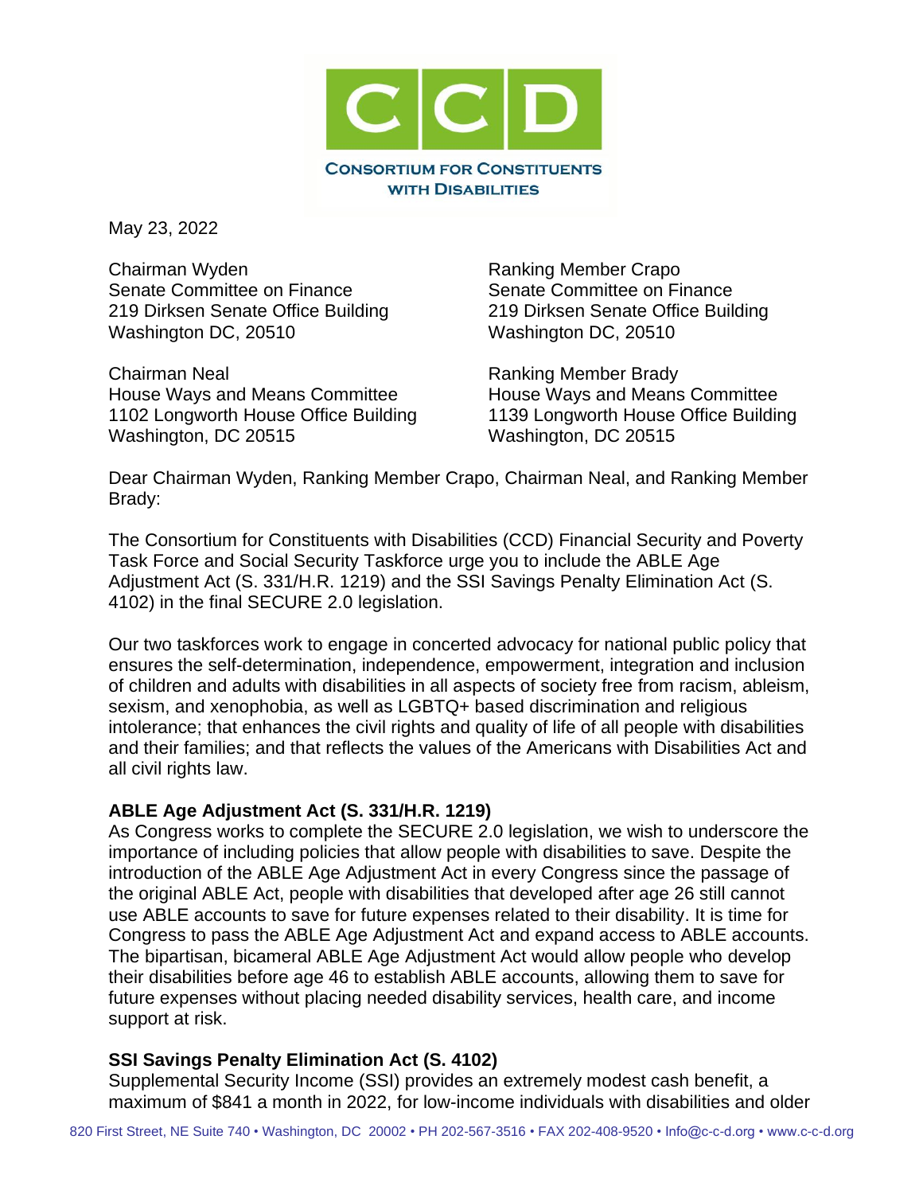**CONSORTIUM FOR CONSTITUENTS WITH DISABILITIES**

May 23, 2022

Chairman Wyden
Senate Committee on Finance
219 Dirksen Senate Office Building
Washington DC, 20510

Ranking Member Crapo
Senate Committee on Finance
219 Dirksen Senate Office Building
Washington DC, 20510

Chairman Neal
House Ways and Means Committee
1102 Longworth House Office Building
Washington, DC 20515

Ranking Member Brady
House Ways and Means Committee
1139 Longworth House Office Building
Washington, DC 20515

Dear Chairman Wyden, Ranking Member Crapo, Chairman Neal, and Ranking Member Brady:

The Consortium for Constituents with Disabilities (CCD) Financial Security and Poverty Task Force and Social Security Taskforce urge you to include the ABLE Age Adjustment Act (S. 331/H.R. 1219) and the SSI Savings Penalty Elimination Act (S. 4102) in the final SECURE 2.0 legislation.

Our two taskforces work to engage in concerted advocacy for national public policy that ensures the self-determination, independence, empowerment, integration and inclusion of children and adults with disabilities in all aspects of society free from racism, ableism, sexism, and xenophobia, as well as LGBTQ+ based discrimination and religious intolerance; that enhances the civil rights and quality of life of all people with disabilities and their families; and that reflects the values of the Americans with Disabilities Act and all civil rights law.

**ABLE Age Adjustment Act (S. 331/H.R. 1219)**

As Congress works to complete the SECURE 2.0 legislation, we wish to underscore the importance of including policies that allow people with disabilities to save. Despite the introduction of the ABLE Age Adjustment Act in every Congress since the passage of the original ABLE Act, people with disabilities that developed after age 26 still cannot use ABLE accounts to save for future expenses related to their disability. It is time for Congress to pass the ABLE Age Adjustment Act and expand access to ABLE accounts. The bipartisan, bicameral ABLE Age Adjustment Act would allow people who develop their disabilities before age 46 to establish ABLE accounts, allowing them to save for future expenses without placing needed disability services, health care, and income support at risk.

**SSI Savings Penalty Elimination Act (S. 4102)**

Supplemental Security Income (SSI) provides an extremely modest cash benefit, a maximum of $841 a month in 2022, for low-income individuals with disabilities and older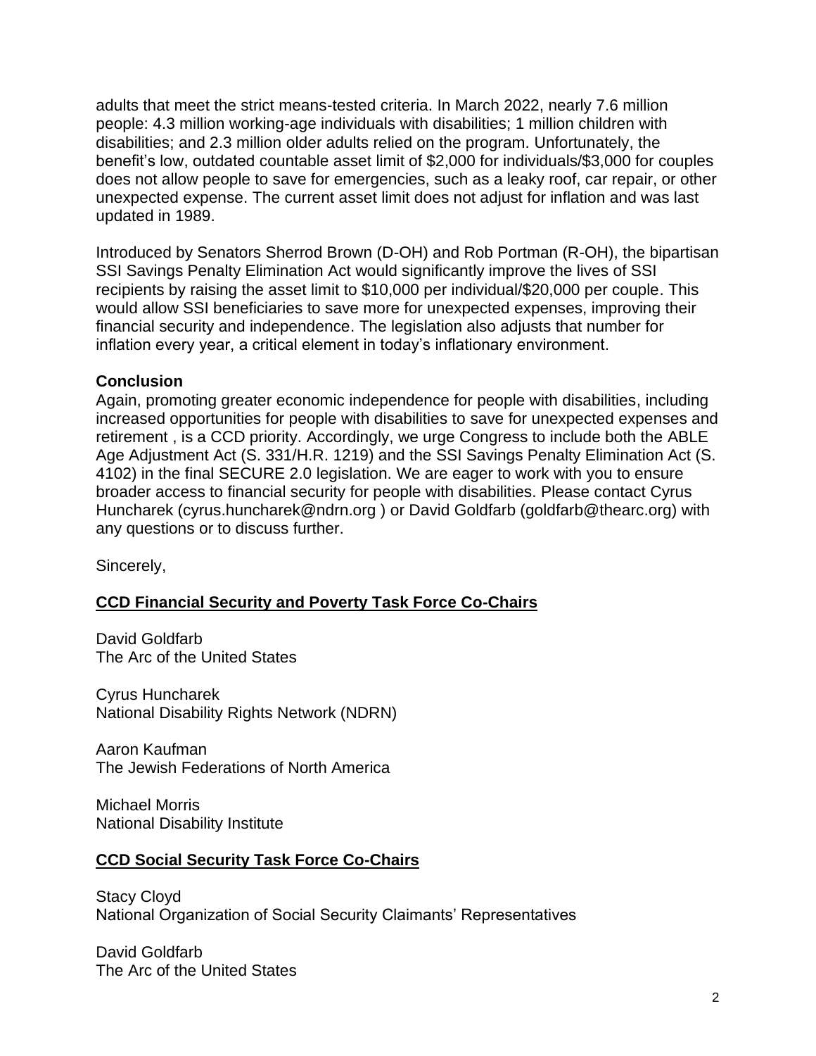adults that meet the strict means-tested criteria. In March 2022, nearly 7.6 million people: 4.3 million working-age individuals with disabilities; 1 million children with disabilities; and 2.3 million older adults relied on the program. Unfortunately, the benefit's low, outdated countable asset limit of $2,000 for individuals/$3,000 for couples does not allow people to save for emergencies, such as a leaky roof, car repair, or other unexpected expense. The current asset limit does not adjust for inflation and was last updated in 1989.

Introduced by Senators Sherrod Brown (D-OH) and Rob Portman (R-OH), the bipartisan SSI Savings Penalty Elimination Act would significantly improve the lives of SSI recipients by raising the asset limit to $10,000 per individual/$20,000 per couple. This would allow SSI beneficiaries to save more for unexpected expenses, improving their financial security and independence. The legislation also adjusts that number for inflation every year, a critical element in today's inflationary environment.

**Conclusion**

Again, promoting greater economic independence for people with disabilities, including increased opportunities for people with disabilities to save for unexpected expenses and retirement , is a CCD priority. Accordingly, we urge Congress to include both the ABLE Age Adjustment Act (S. 331/H.R. 1219) and the SSI Savings Penalty Elimination Act (S. 4102) in the final SECURE 2.0 legislation. We are eager to work with you to ensure broader access to financial security for people with disabilities. Please contact Cyrus Huncharek (cyrus.huncharek@ndrn.org ) or David Goldfarb (goldfarb@thearc.org) with any questions or to discuss further.

Sincerely,

**CCD Financial Security and Poverty Task Force Co-Chairs**

David Goldfarb
The Arc of the United States

Cyrus Huncharek
National Disability Rights Network (NDRN)

Aaron Kaufman
The Jewish Federations of North America

Michael Morris
National Disability Institute

**CCD Social Security Task Force Co-Chairs**

Stacy Cloyd
National Organization of Social Security Claimants' Representatives

David Goldfarb
The Arc of the United States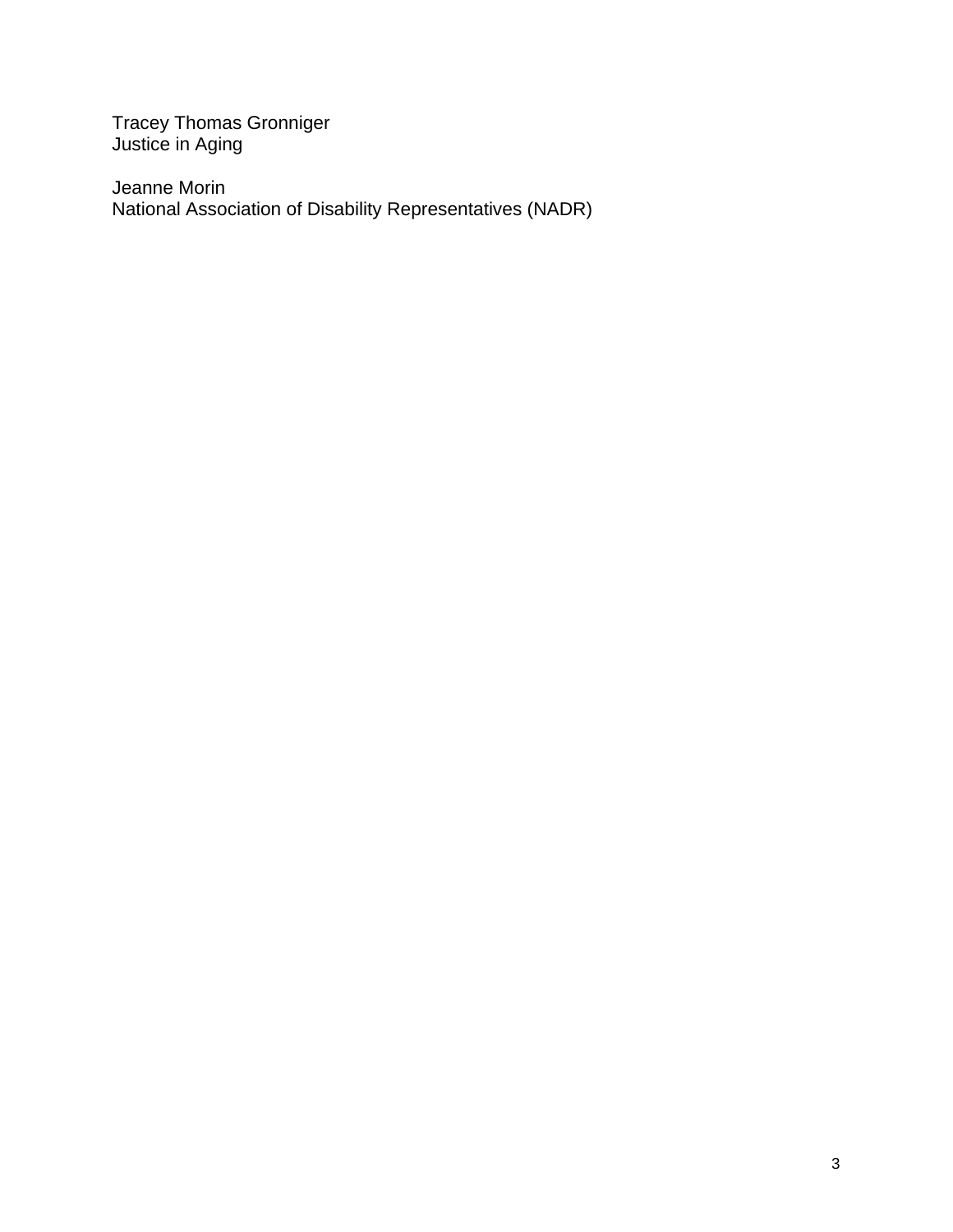Tracey Thomas Gronniger
Justice in Aging

Jeanne Morin
National Association of Disability Representatives (NADR)